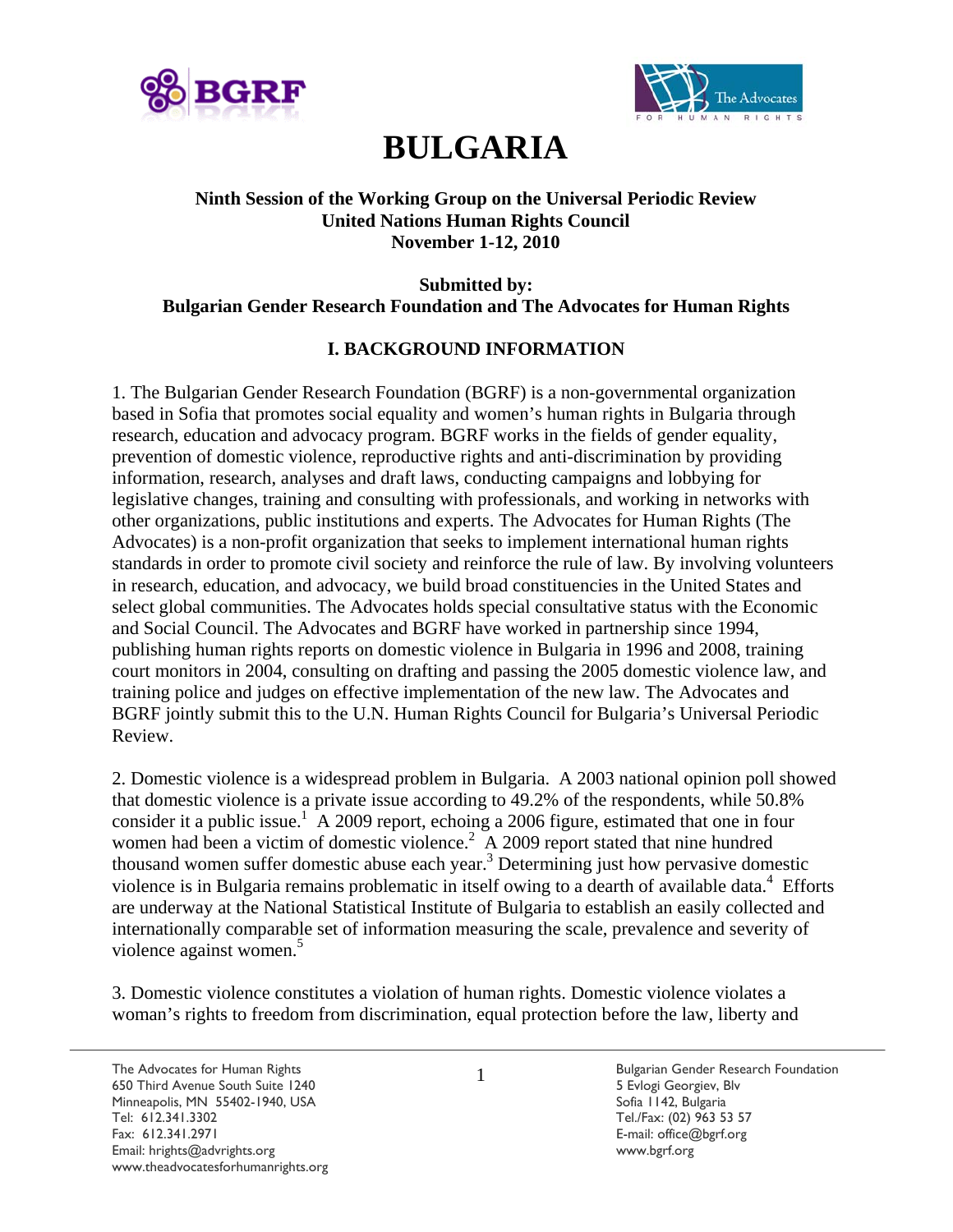# BULGARIA

**Ninth Session of the Working Group on the Universal Periodic Review**
**United Nations Human Rights Council**
**November 1-12, 2010**

**Submitted by:**
**Bulgarian Gender Research Foundation and The Advocates for Human Rights**

## I. BACKGROUND INFORMATION

1. The Bulgarian Gender Research Foundation (BGRF) is a non-governmental organization based in Sofia that promotes social equality and women's human rights in Bulgaria through research, education and advocacy program. BGRF works in the fields of gender equality, prevention of domestic violence, reproductive rights and anti-discrimination by providing information, research, analyses and draft laws, conducting campaigns and lobbying for legislative changes, training and consulting with professionals, and working in networks with other organizations, public institutions and experts. The Advocates for Human Rights (The Advocates) is a non-profit organization that seeks to implement international human rights standards in order to promote civil society and reinforce the rule of law. By involving volunteers in research, education, and advocacy, we build broad constituencies in the United States and select global communities. The Advocates holds special consultative status with the Economic and Social Council. The Advocates and BGRF have worked in partnership since 1994, publishing human rights reports on domestic violence in Bulgaria in 1996 and 2008, training court monitors in 2004, consulting on drafting and passing the 2005 domestic violence law, and training police and judges on effective implementation of the new law. The Advocates and BGRF jointly submit this to the U.N. Human Rights Council for Bulgaria's Universal Periodic Review.

2. Domestic violence is a widespread problem in Bulgaria. A 2003 national opinion poll showed that domestic violence is a private issue according to 49.2% of the respondents, while 50.8% consider it a public issue.[1] A 2009 report, echoing a 2006 figure, estimated that one in four women had been a victim of domestic violence.[2] A 2009 report stated that nine hundred thousand women suffer domestic abuse each year.[3] Determining just how pervasive domestic violence is in Bulgaria remains problematic in itself owing to a dearth of available data.[4] Efforts are underway at the National Statistical Institute of Bulgaria to establish an easily collected and internationally comparable set of information measuring the scale, prevalence and severity of violence against women.[5]

3. Domestic violence constitutes a violation of human rights. Domestic violence violates a woman's rights to freedom from discrimination, equal protection before the law, liberty and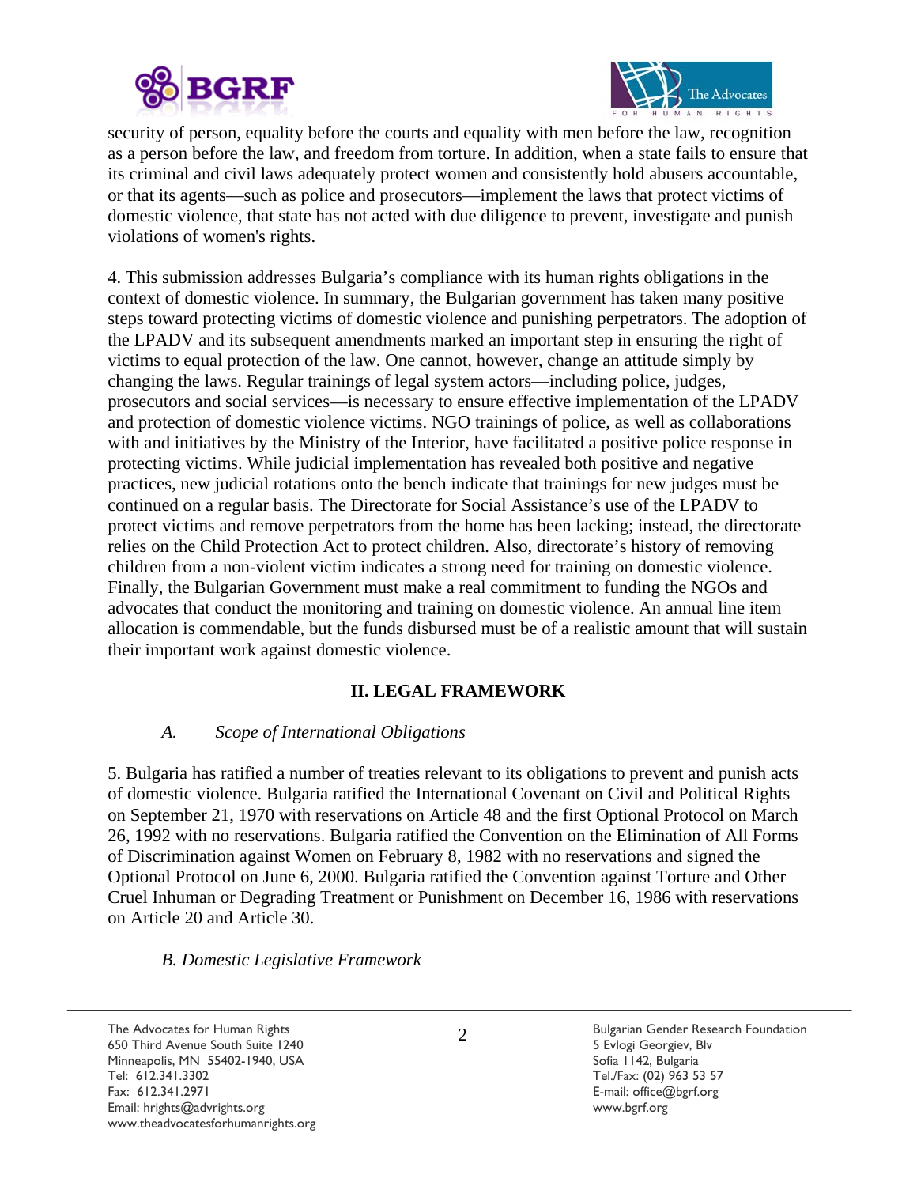security of person, equality before the courts and equality with men before the law, recognition as a person before the law, and freedom from torture. In addition, when a state fails to ensure that its criminal and civil laws adequately protect women and consistently hold abusers accountable, or that its agents—such as police and prosecutors—implement the laws that protect victims of domestic violence, that state has not acted with due diligence to prevent, investigate and punish violations of women's rights.

4. This submission addresses Bulgaria's compliance with its human rights obligations in the context of domestic violence. In summary, the Bulgarian government has taken many positive steps toward protecting victims of domestic violence and punishing perpetrators. The adoption of the LPADV and its subsequent amendments marked an important step in ensuring the right of victims to equal protection of the law. One cannot, however, change an attitude simply by changing the laws. Regular trainings of legal system actors—including police, judges, prosecutors and social services—is necessary to ensure effective implementation of the LPADV and protection of domestic violence victims. NGO trainings of police, as well as collaborations with and initiatives by the Ministry of the Interior, have facilitated a positive police response in protecting victims. While judicial implementation has revealed both positive and negative practices, new judicial rotations onto the bench indicate that trainings for new judges must be continued on a regular basis. The Directorate for Social Assistance's use of the LPADV to protect victims and remove perpetrators from the home has been lacking; instead, the directorate relies on the Child Protection Act to protect children. Also, directorate's history of removing children from a non-violent victim indicates a strong need for training on domestic violence. Finally, the Bulgarian Government must make a real commitment to funding the NGOs and advocates that conduct the monitoring and training on domestic violence. An annual line item allocation is commendable, but the funds disbursed must be of a realistic amount that will sustain their important work against domestic violence.

## II. LEGAL FRAMEWORK

### *A. Scope of International Obligations*

5. Bulgaria has ratified a number of treaties relevant to its obligations to prevent and punish acts of domestic violence. Bulgaria ratified the International Covenant on Civil and Political Rights on September 21, 1970 with reservations on Article 48 and the first Optional Protocol on March 26, 1992 with no reservations. Bulgaria ratified the Convention on the Elimination of All Forms of Discrimination against Women on February 8, 1982 with no reservations and signed the Optional Protocol on June 6, 2000. Bulgaria ratified the Convention against Torture and Other Cruel Inhuman or Degrading Treatment or Punishment on December 16, 1986 with reservations on Article 20 and Article 30.

### *B. Domestic Legislative Framework*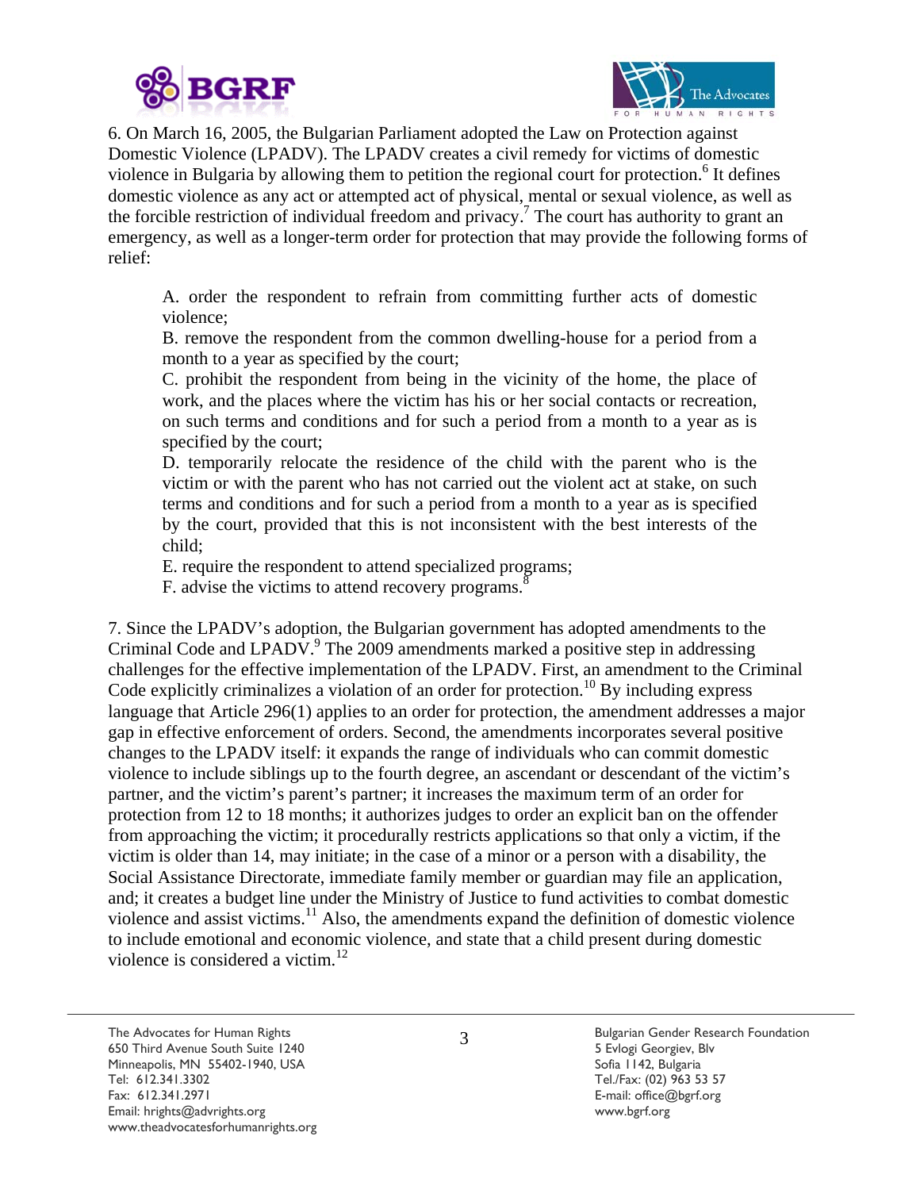6. On March 16, 2005, the Bulgarian Parliament adopted the Law on Protection against Domestic Violence (LPADV). The LPADV creates a civil remedy for victims of domestic violence in Bulgaria by allowing them to petition the regional court for protection.[6] It defines domestic violence as any act or attempted act of physical, mental or sexual violence, as well as the forcible restriction of individual freedom and privacy.[7] The court has authority to grant an emergency, as well as a longer-term order for protection that may provide the following forms of relief:

> A. order the respondent to refrain from committing further acts of domestic violence;
> B. remove the respondent from the common dwelling-house for a period from a month to a year as specified by the court;
> C. prohibit the respondent from being in the vicinity of the home, the place of work, and the places where the victim has his or her social contacts or recreation, on such terms and conditions and for such a period from a month to a year as is specified by the court;
> D. temporarily relocate the residence of the child with the parent who is the victim or with the parent who has not carried out the violent act at stake, on such terms and conditions and for such a period from a month to a year as is specified by the court, provided that this is not inconsistent with the best interests of the child;
> E. require the respondent to attend specialized programs;
> F. advise the victims to attend recovery programs.[8]

7. Since the LPADV's adoption, the Bulgarian government has adopted amendments to the Criminal Code and LPADV.[9] The 2009 amendments marked a positive step in addressing challenges for the effective implementation of the LPADV. First, an amendment to the Criminal Code explicitly criminalizes a violation of an order for protection.[10] By including express language that Article 296(1) applies to an order for protection, the amendment addresses a major gap in effective enforcement of orders. Second, the amendments incorporates several positive changes to the LPADV itself: it expands the range of individuals who can commit domestic violence to include siblings up to the fourth degree, an ascendant or descendant of the victim's partner, and the victim's parent's partner; it increases the maximum term of an order for protection from 12 to 18 months; it authorizes judges to order an explicit ban on the offender from approaching the victim; it procedurally restricts applications so that only a victim, if the victim is older than 14, may initiate; in the case of a minor or a person with a disability, the Social Assistance Directorate, immediate family member or guardian may file an application, and; it creates a budget line under the Ministry of Justice to fund activities to combat domestic violence and assist victims.[11] Also, the amendments expand the definition of domestic violence to include emotional and economic violence, and state that a child present during domestic violence is considered a victim.[12]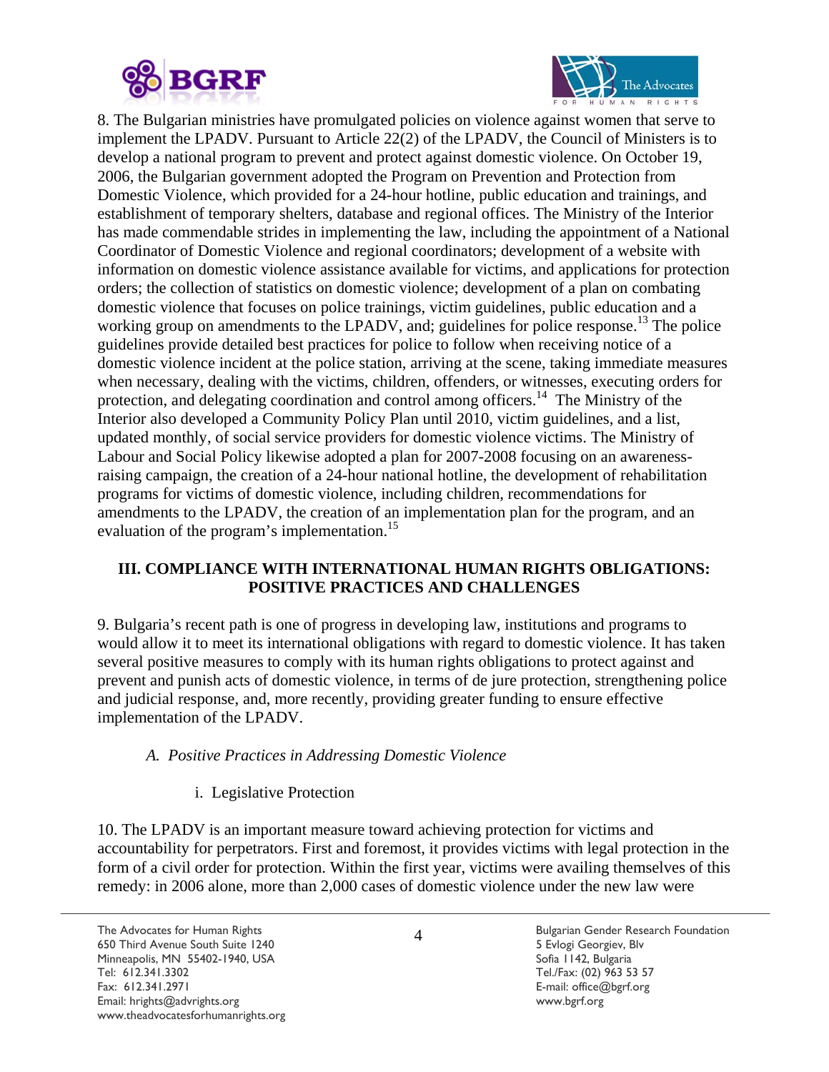8. The Bulgarian ministries have promulgated policies on violence against women that serve to implement the LPADV. Pursuant to Article 22(2) of the LPADV, the Council of Ministers is to develop a national program to prevent and protect against domestic violence. On October 19, 2006, the Bulgarian government adopted the Program on Prevention and Protection from Domestic Violence, which provided for a 24-hour hotline, public education and trainings, and establishment of temporary shelters, database and regional offices. The Ministry of the Interior has made commendable strides in implementing the law, including the appointment of a National Coordinator of Domestic Violence and regional coordinators; development of a website with information on domestic violence assistance available for victims, and applications for protection orders; the collection of statistics on domestic violence; development of a plan on combating domestic violence that focuses on police trainings, victim guidelines, public education and a working group on amendments to the LPADV, and; guidelines for police response.[13] The police guidelines provide detailed best practices for police to follow when receiving notice of a domestic violence incident at the police station, arriving at the scene, taking immediate measures when necessary, dealing with the victims, children, offenders, or witnesses, executing orders for protection, and delegating coordination and control among officers.[14] The Ministry of the Interior also developed a Community Policy Plan until 2010, victim guidelines, and a list, updated monthly, of social service providers for domestic violence victims. The Ministry of Labour and Social Policy likewise adopted a plan for 2007-2008 focusing on an awareness-raising campaign, the creation of a 24-hour national hotline, the development of rehabilitation programs for victims of domestic violence, including children, recommendations for amendments to the LPADV, the creation of an implementation plan for the program, and an evaluation of the program's implementation.[15]

## III. COMPLIANCE WITH INTERNATIONAL HUMAN RIGHTS OBLIGATIONS: POSITIVE PRACTICES AND CHALLENGES

9. Bulgaria's recent path is one of progress in developing law, institutions and programs to would allow it to meet its international obligations with regard to domestic violence. It has taken several positive measures to comply with its human rights obligations to protect against and prevent and punish acts of domestic violence, in terms of de jure protection, strengthening police and judicial response, and, more recently, providing greater funding to ensure effective implementation of the LPADV.

### *A. Positive Practices in Addressing Domestic Violence*

#### i. Legislative Protection

10. The LPADV is an important measure toward achieving protection for victims and accountability for perpetrators. First and foremost, it provides victims with legal protection in the form of a civil order for protection. Within the first year, victims were availing themselves of this remedy: in 2006 alone, more than 2,000 cases of domestic violence under the new law were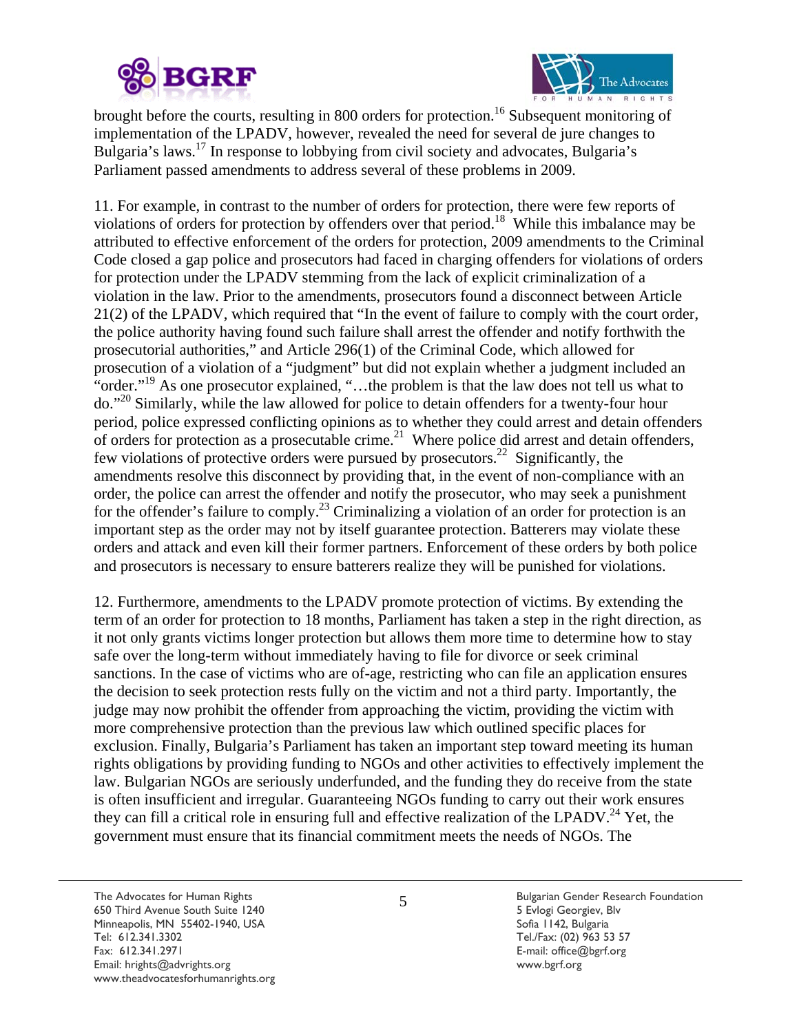brought before the courts, resulting in 800 orders for protection.[16] Subsequent monitoring of implementation of the LPADV, however, revealed the need for several de jure changes to Bulgaria's laws.[17] In response to lobbying from civil society and advocates, Bulgaria's Parliament passed amendments to address several of these problems in 2009.

11. For example, in contrast to the number of orders for protection, there were few reports of violations of orders for protection by offenders over that period.[18] While this imbalance may be attributed to effective enforcement of the orders for protection, 2009 amendments to the Criminal Code closed a gap police and prosecutors had faced in charging offenders for violations of orders for protection under the LPADV stemming from the lack of explicit criminalization of a violation in the law. Prior to the amendments, prosecutors found a disconnect between Article 21(2) of the LPADV, which required that "In the event of failure to comply with the court order, the police authority having found such failure shall arrest the offender and notify forthwith the prosecutorial authorities," and Article 296(1) of the Criminal Code, which allowed for prosecution of a violation of a "judgment" but did not explain whether a judgment included an "order."[19] As one prosecutor explained, "…the problem is that the law does not tell us what to do."[20] Similarly, while the law allowed for police to detain offenders for a twenty-four hour period, police expressed conflicting opinions as to whether they could arrest and detain offenders of orders for protection as a prosecutable crime.[21] Where police did arrest and detain offenders, few violations of protective orders were pursued by prosecutors.[22] Significantly, the amendments resolve this disconnect by providing that, in the event of non-compliance with an order, the police can arrest the offender and notify the prosecutor, who may seek a punishment for the offender's failure to comply.[23] Criminalizing a violation of an order for protection is an important step as the order may not by itself guarantee protection. Batterers may violate these orders and attack and even kill their former partners. Enforcement of these orders by both police and prosecutors is necessary to ensure batterers realize they will be punished for violations.

12. Furthermore, amendments to the LPADV promote protection of victims. By extending the term of an order for protection to 18 months, Parliament has taken a step in the right direction, as it not only grants victims longer protection but allows them more time to determine how to stay safe over the long-term without immediately having to file for divorce or seek criminal sanctions. In the case of victims who are of-age, restricting who can file an application ensures the decision to seek protection rests fully on the victim and not a third party. Importantly, the judge may now prohibit the offender from approaching the victim, providing the victim with more comprehensive protection than the previous law which outlined specific places for exclusion. Finally, Bulgaria's Parliament has taken an important step toward meeting its human rights obligations by providing funding to NGOs and other activities to effectively implement the law. Bulgarian NGOs are seriously underfunded, and the funding they do receive from the state is often insufficient and irregular. Guaranteeing NGOs funding to carry out their work ensures they can fill a critical role in ensuring full and effective realization of the LPADV.[24] Yet, the government must ensure that its financial commitment meets the needs of NGOs. The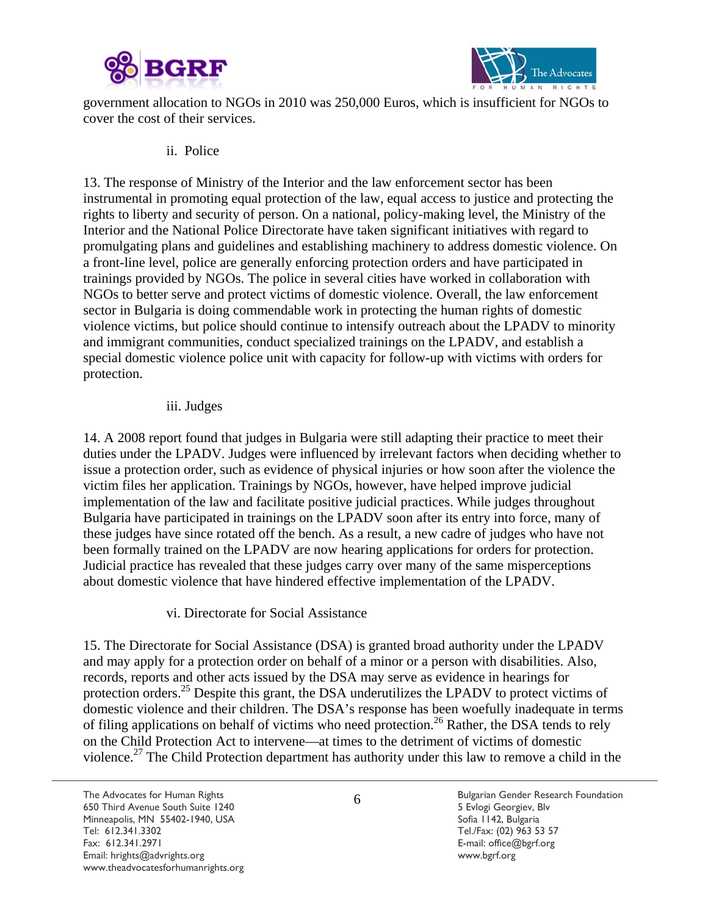government allocation to NGOs in 2010 was 250,000 Euros, which is insufficient for NGOs to cover the cost of their services.

ii. Police

13. The response of Ministry of the Interior and the law enforcement sector has been instrumental in promoting equal protection of the law, equal access to justice and protecting the rights to liberty and security of person. On a national, policy-making level, the Ministry of the Interior and the National Police Directorate have taken significant initiatives with regard to promulgating plans and guidelines and establishing machinery to address domestic violence. On a front-line level, police are generally enforcing protection orders and have participated in trainings provided by NGOs. The police in several cities have worked in collaboration with NGOs to better serve and protect victims of domestic violence. Overall, the law enforcement sector in Bulgaria is doing commendable work in protecting the human rights of domestic violence victims, but police should continue to intensify outreach about the LPADV to minority and immigrant communities, conduct specialized trainings on the LPADV, and establish a special domestic violence police unit with capacity for follow-up with victims with orders for protection.

iii. Judges

14. A 2008 report found that judges in Bulgaria were still adapting their practice to meet their duties under the LPADV. Judges were influenced by irrelevant factors when deciding whether to issue a protection order, such as evidence of physical injuries or how soon after the violence the victim files her application. Trainings by NGOs, however, have helped improve judicial implementation of the law and facilitate positive judicial practices. While judges throughout Bulgaria have participated in trainings on the LPADV soon after its entry into force, many of these judges have since rotated off the bench. As a result, a new cadre of judges who have not been formally trained on the LPADV are now hearing applications for orders for protection. Judicial practice has revealed that these judges carry over many of the same misperceptions about domestic violence that have hindered effective implementation of the LPADV.

vi. Directorate for Social Assistance

15. The Directorate for Social Assistance (DSA) is granted broad authority under the LPADV and may apply for a protection order on behalf of a minor or a person with disabilities. Also, records, reports and other acts issued by the DSA may serve as evidence in hearings for protection orders.[25] Despite this grant, the DSA underutilizes the LPADV to protect victims of domestic violence and their children. The DSA's response has been woefully inadequate in terms of filing applications on behalf of victims who need protection.[26] Rather, the DSA tends to rely on the Child Protection Act to intervene—at times to the detriment of victims of domestic violence.[27] The Child Protection department has authority under this law to remove a child in the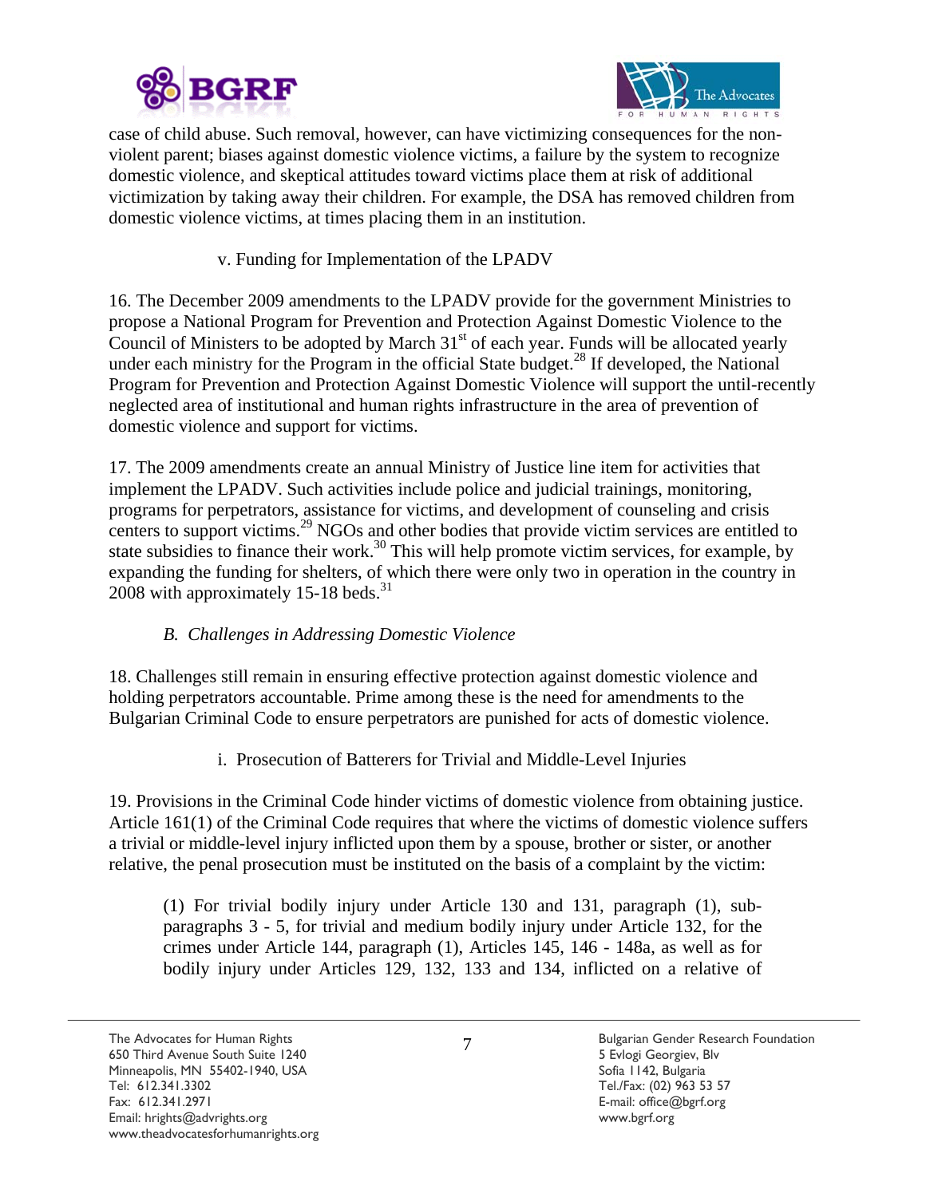case of child abuse. Such removal, however, can have victimizing consequences for the non-violent parent; biases against domestic violence victims, a failure by the system to recognize domestic violence, and skeptical attitudes toward victims place them at risk of additional victimization by taking away their children. For example, the DSA has removed children from domestic violence victims, at times placing them in an institution.

v. Funding for Implementation of the LPADV

16. The December 2009 amendments to the LPADV provide for the government Ministries to propose a National Program for Prevention and Protection Against Domestic Violence to the Council of Ministers to be adopted by March 31st of each year. Funds will be allocated yearly under each ministry for the Program in the official State budget.[28] If developed, the National Program for Prevention and Protection Against Domestic Violence will support the until-recently neglected area of institutional and human rights infrastructure in the area of prevention of domestic violence and support for victims.

17. The 2009 amendments create an annual Ministry of Justice line item for activities that implement the LPADV. Such activities include police and judicial trainings, monitoring, programs for perpetrators, assistance for victims, and development of counseling and crisis centers to support victims.[29] NGOs and other bodies that provide victim services are entitled to state subsidies to finance their work.[30] This will help promote victim services, for example, by expanding the funding for shelters, of which there were only two in operation in the country in 2008 with approximately 15-18 beds.[31]

*B. Challenges in Addressing Domestic Violence*

18. Challenges still remain in ensuring effective protection against domestic violence and holding perpetrators accountable. Prime among these is the need for amendments to the Bulgarian Criminal Code to ensure perpetrators are punished for acts of domestic violence.

i. Prosecution of Batterers for Trivial and Middle-Level Injuries

19. Provisions in the Criminal Code hinder victims of domestic violence from obtaining justice. Article 161(1) of the Criminal Code requires that where the victims of domestic violence suffers a trivial or middle-level injury inflicted upon them by a spouse, brother or sister, or another relative, the penal prosecution must be instituted on the basis of a complaint by the victim:

> (1) For trivial bodily injury under Article 130 and 131, paragraph (1), sub-paragraphs 3 - 5, for trivial and medium bodily injury under Article 132, for the crimes under Article 144, paragraph (1), Articles 145, 146 - 148a, as well as for bodily injury under Articles 129, 132, 133 and 134, inflicted on a relative of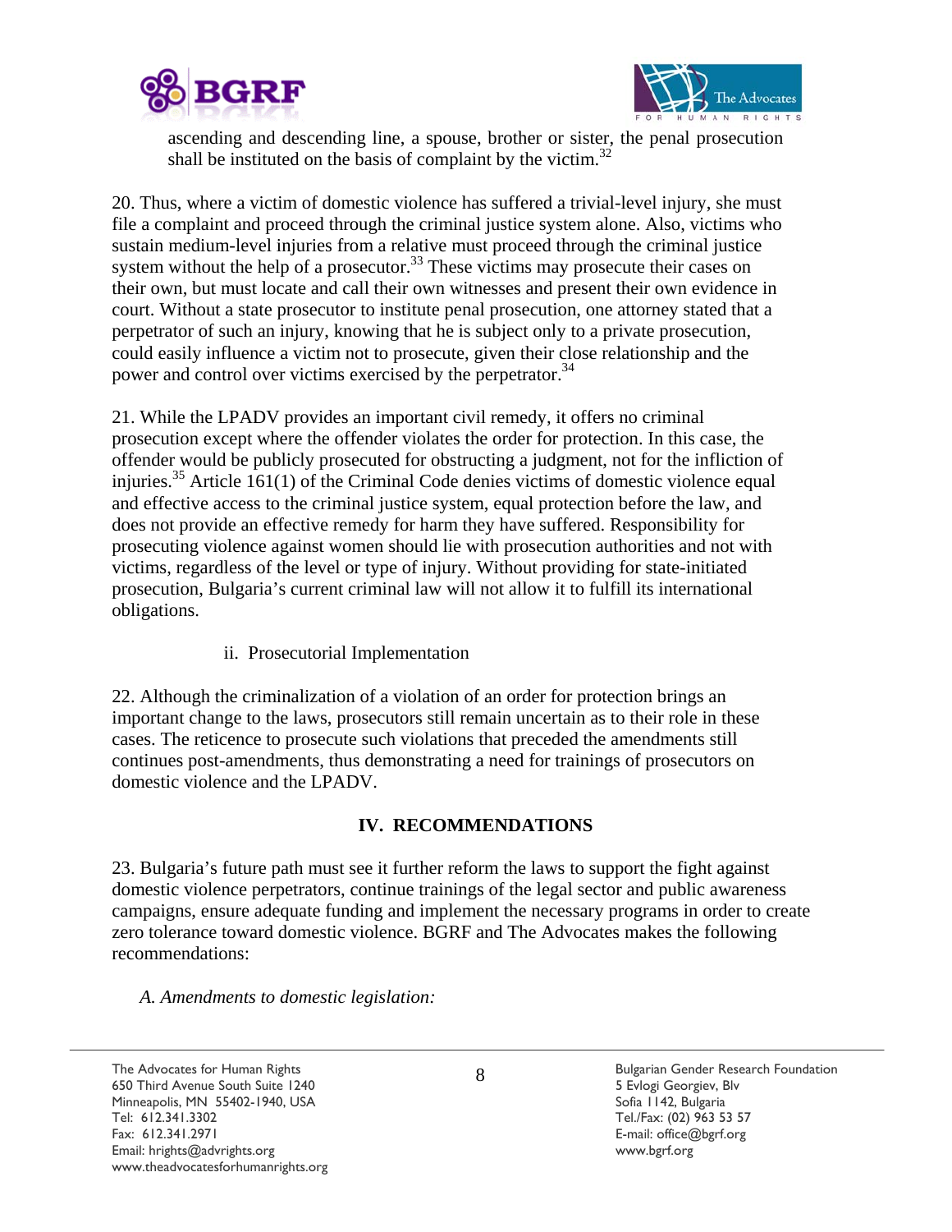ascending and descending line, a spouse, brother or sister, the penal prosecution shall be instituted on the basis of complaint by the victim.[32]

20. Thus, where a victim of domestic violence has suffered a trivial-level injury, she must file a complaint and proceed through the criminal justice system alone. Also, victims who sustain medium-level injuries from a relative must proceed through the criminal justice system without the help of a prosecutor.[33] These victims may prosecute their cases on their own, but must locate and call their own witnesses and present their own evidence in court. Without a state prosecutor to institute penal prosecution, one attorney stated that a perpetrator of such an injury, knowing that he is subject only to a private prosecution, could easily influence a victim not to prosecute, given their close relationship and the power and control over victims exercised by the perpetrator.[34]

21. While the LPADV provides an important civil remedy, it offers no criminal prosecution except where the offender violates the order for protection. In this case, the offender would be publicly prosecuted for obstructing a judgment, not for the infliction of injuries.[35] Article 161(1) of the Criminal Code denies victims of domestic violence equal and effective access to the criminal justice system, equal protection before the law, and does not provide an effective remedy for harm they have suffered. Responsibility for prosecuting violence against women should lie with prosecution authorities and not with victims, regardless of the level or type of injury. Without providing for state-initiated prosecution, Bulgaria's current criminal law will not allow it to fulfill its international obligations.

ii. Prosecutorial Implementation

22. Although the criminalization of a violation of an order for protection brings an important change to the laws, prosecutors still remain uncertain as to their role in these cases. The reticence to prosecute such violations that preceded the amendments still continues post-amendments, thus demonstrating a need for trainings of prosecutors on domestic violence and the LPADV.

## IV. RECOMMENDATIONS

23. Bulgaria's future path must see it further reform the laws to support the fight against domestic violence perpetrators, continue trainings of the legal sector and public awareness campaigns, ensure adequate funding and implement the necessary programs in order to create zero tolerance toward domestic violence. BGRF and The Advocates makes the following recommendations:

*A. Amendments to domestic legislation:*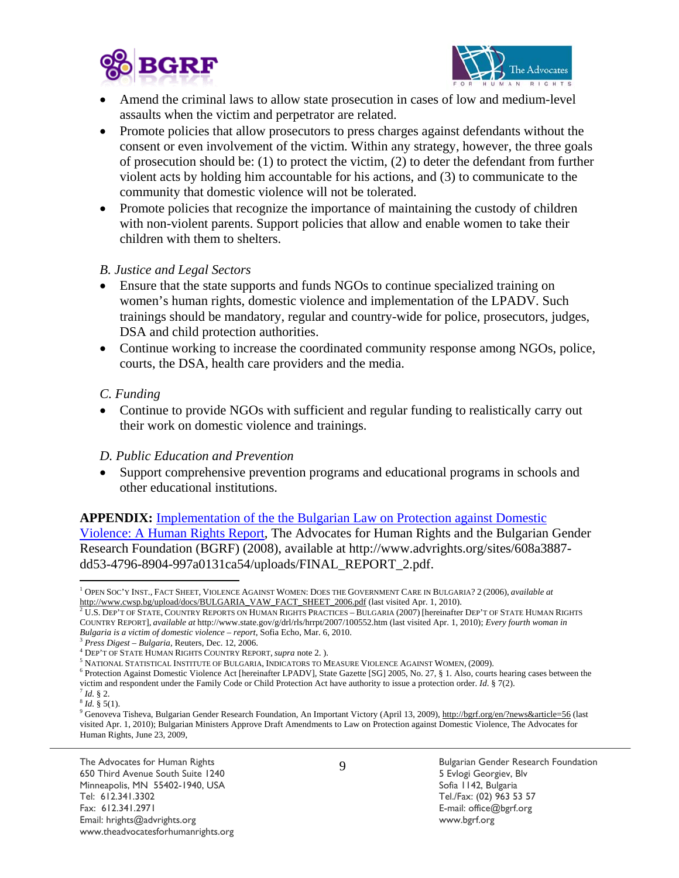- Amend the criminal laws to allow state prosecution in cases of low and medium-level assaults when the victim and perpetrator are related.
- Promote policies that allow prosecutors to press charges against defendants without the consent or even involvement of the victim. Within any strategy, however, the three goals of prosecution should be: (1) to protect the victim, (2) to deter the defendant from further violent acts by holding him accountable for his actions, and (3) to communicate to the community that domestic violence will not be tolerated.
- Promote policies that recognize the importance of maintaining the custody of children with non-violent parents. Support policies that allow and enable women to take their children with them to shelters.

*B. Justice and Legal Sectors*

- Ensure that the state supports and funds NGOs to continue specialized training on women's human rights, domestic violence and implementation of the LPADV. Such trainings should be mandatory, regular and country-wide for police, prosecutors, judges, DSA and child protection authorities.
- Continue working to increase the coordinated community response among NGOs, police, courts, the DSA, health care providers and the media.

*C. Funding*

- Continue to provide NGOs with sufficient and regular funding to realistically carry out their work on domestic violence and trainings.

*D. Public Education and Prevention*

- Support comprehensive prevention programs and educational programs in schools and other educational institutions.

**APPENDIX:** Implementation of the the Bulgarian Law on Protection against Domestic Violence: A Human Rights Report, The Advocates for Human Rights and the Bulgarian Gender Research Foundation (BGRF) (2008), available at http://www.advrights.org/sites/608a3887-dd53-4796-8904-997a0131ca54/uploads/FINAL_REPORT_2.pdf.

---

[1] OPEN SOC'Y INST., FACT SHEET, VIOLENCE AGAINST WOMEN: DOES THE GOVERNMENT CARE IN BULGARIA? 2 (2006), *available at* http://www.cwsp.bg/upload/docs/BULGARIA_VAW_FACT_SHEET_2006.pdf (last visited Apr. 1, 2010).

[2] U.S. DEP'T OF STATE, COUNTRY REPORTS ON HUMAN RIGHTS PRACTICES – BULGARIA (2007) [hereinafter DEP'T OF STATE HUMAN RIGHTS COUNTRY REPORT], *available at* http://www.state.gov/g/drl/rls/hrrpt/2007/100552.htm (last visited Apr. 1, 2010); *Every fourth woman in Bulgaria is a victim of domestic violence – report*, Sofia Echo, Mar. 6, 2010.

[3] *Press Digest – Bulgaria*, Reuters, Dec. 12, 2006.

[4] DEP'T OF STATE HUMAN RIGHTS COUNTRY REPORT, *supra* note 2. ).

[5] NATIONAL STATISTICAL INSTITUTE OF BULGARIA, INDICATORS TO MEASURE VIOLENCE AGAINST WOMEN, (2009).

[6] Protection Against Domestic Violence Act [hereinafter LPADV], State Gazette [SG] 2005, No. 27, § 1. Also, courts hearing cases between the victim and respondent under the Family Code or Child Protection Act have authority to issue a protection order. *Id.* § 7(2).

[7] *Id.* § 2.

[8] *Id.* § 5(1).

[9] Genoveva Tisheva, Bulgarian Gender Research Foundation, An Important Victory (April 13, 2009), http://bgrf.org/en/?news&article=56 (last visited Apr. 1, 2010); Bulgarian Ministers Approve Draft Amendments to Law on Protection against Domestic Violence, The Advocates for Human Rights, June 23, 2009,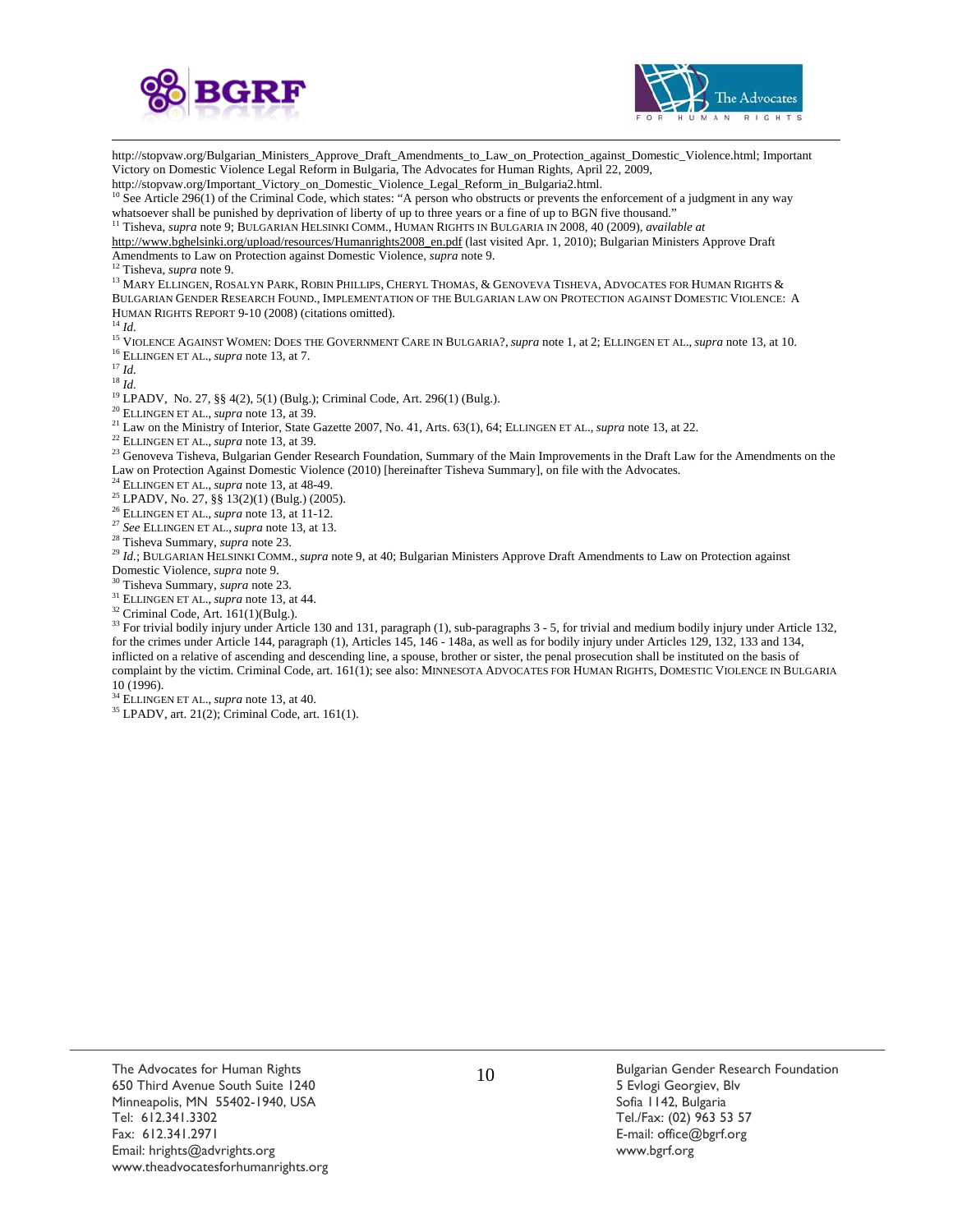http://stopvaw.org/Bulgarian_Ministers_Approve_Draft_Amendments_to_Law_on_Protection_against_Domestic_Violence.html; Important Victory on Domestic Violence Legal Reform in Bulgaria, The Advocates for Human Rights, April 22, 2009, http://stopvaw.org/Important_Victory_on_Domestic_Violence_Legal_Reform_in_Bulgaria2.html.

[10] See Article 296(1) of the Criminal Code, which states: "A person who obstructs or prevents the enforcement of a judgment in any way whatsoever shall be punished by deprivation of liberty of up to three years or a fine of up to BGN five thousand."

[11] Tisheva, *supra* note 9; BULGARIAN HELSINKI COMM., HUMAN RIGHTS IN BULGARIA IN 2008, 40 (2009), *available at* http://www.bghelsinki.org/upload/resources/Humanrights2008_en.pdf (last visited Apr. 1, 2010); Bulgarian Ministers Approve Draft Amendments to Law on Protection against Domestic Violence, *supra* note 9.

[12] Tisheva, *supra* note 9.

[13] MARY ELLINGEN, ROSALYN PARK, ROBIN PHILLIPS, CHERYL THOMAS, & GENOVEVA TISHEVA, ADVOCATES FOR HUMAN RIGHTS & BULGARIAN GENDER RESEARCH FOUND., IMPLEMENTATION OF THE BULGARIAN LAW ON PROTECTION AGAINST DOMESTIC VIOLENCE: A HUMAN RIGHTS REPORT 9-10 (2008) (citations omitted).

[14] *Id.*

[15] VIOLENCE AGAINST WOMEN: DOES THE GOVERNMENT CARE IN BULGARIA?, *supra* note 1, at 2; ELLINGEN ET AL., *supra* note 13, at 10.

[16] ELLINGEN ET AL., *supra* note 13, at 7.

[17] *Id.*

[18] *Id.*

[19] LPADV, No. 27, §§ 4(2), 5(1) (Bulg.); Criminal Code, Art. 296(1) (Bulg.).

[20] ELLINGEN ET AL., *supra* note 13, at 39.

[21] Law on the Ministry of Interior, State Gazette 2007, No. 41, Arts. 63(1), 64; ELLINGEN ET AL., *supra* note 13, at 22.

[22] ELLINGEN ET AL., *supra* note 13, at 39.

[23] Genoveva Tisheva, Bulgarian Gender Research Foundation, Summary of the Main Improvements in the Draft Law for the Amendments on the Law on Protection Against Domestic Violence (2010) [hereinafter Tisheva Summary], on file with the Advocates.

[24] ELLINGEN ET AL., *supra* note 13, at 48-49.

[25] LPADV, No. 27, §§ 13(2)(1) (Bulg.) (2005).

[26] ELLINGEN ET AL., *supra* note 13, at 11-12.

[27] *See* ELLINGEN ET AL., *supra* note 13, at 13.

[28] Tisheva Summary, *supra* note 23.

[29] *Id.*; BULGARIAN HELSINKI COMM., *supra* note 9, at 40; Bulgarian Ministers Approve Draft Amendments to Law on Protection against Domestic Violence, *supra* note 9.

[30] Tisheva Summary, *supra* note 23.

[31] ELLINGEN ET AL., *supra* note 13, at 44.

[32] Criminal Code, Art. 161(1)(Bulg.).

[33] For trivial bodily injury under Article 130 and 131, paragraph (1), sub-paragraphs 3 - 5, for trivial and medium bodily injury under Article 132, for the crimes under Article 144, paragraph (1), Articles 145, 146 - 148a, as well as for bodily injury under Articles 129, 132, 133 and 134, inflicted on a relative of ascending and descending line, a spouse, brother or sister, the penal prosecution shall be instituted on the basis of complaint by the victim. Criminal Code, art. 161(1); see also: MINNESOTA ADVOCATES FOR HUMAN RIGHTS, DOMESTIC VIOLENCE IN BULGARIA 10 (1996).

[34] ELLINGEN ET AL., *supra* note 13, at 40.

[35] LPADV, art. 21(2); Criminal Code, art. 161(1).